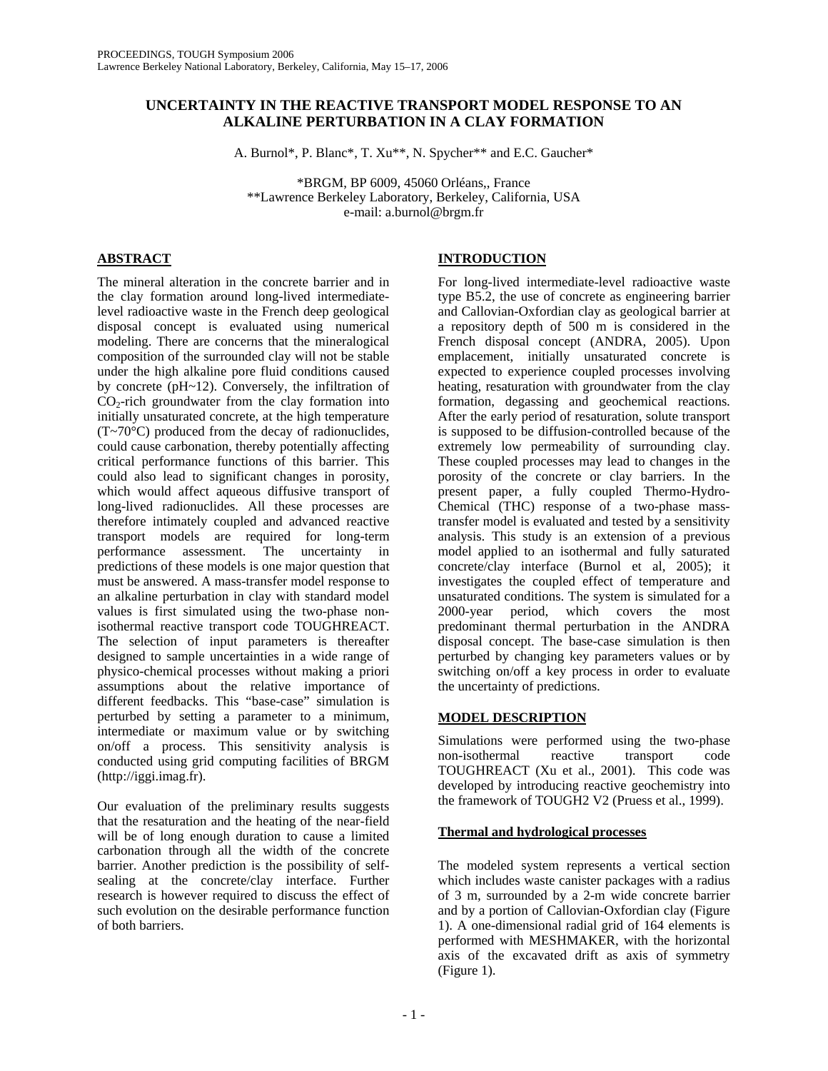# UNCERTAINTY IN THE REACTIVE TRANSPORT MODEL RESPONSE TO AN ALKALINE PERTURBATION IN A CLAY FORMATION

A. Burnol\*, P. Blanc\*, T. Xu\*\*, N. Spycher\*\* and E.C. Gaucher\*

\*BRGM, BP 6009, 45060 Orléans,, France
\*\*Lawrence Berkeley Laboratory, Berkeley, California, USA
e-mail: a.burnol@brgm.fr

## ABSTRACT

The mineral alteration in the concrete barrier and in the clay formation around long-lived intermediate-level radioactive waste in the French deep geological disposal concept is evaluated using numerical modeling. There are concerns that the mineralogical composition of the surrounded clay will not be stable under the high alkaline pore fluid conditions caused by concrete (pH~12). Conversely, the infiltration of $CO_2$-rich groundwater from the clay formation into initially unsaturated concrete, at the high temperature (T~70°C) produced from the decay of radionuclides, could cause carbonation, thereby potentially affecting critical performance functions of this barrier. This could also lead to significant changes in porosity, which would affect aqueous diffusive transport of long-lived radionuclides. All these processes are therefore intimately coupled and advanced reactive transport models are required for long-term performance assessment. The uncertainty in predictions of these models is one major question that must be answered. A mass-transfer model response to an alkaline perturbation in clay with standard model values is first simulated using the two-phase non-isothermal reactive transport code TOUGHREACT. The selection of input parameters is thereafter designed to sample uncertainties in a wide range of physico-chemical processes without making a priori assumptions about the relative importance of different feedbacks. This "base-case" simulation is perturbed by setting a parameter to a minimum, intermediate or maximum value or by switching on/off a process. This sensitivity analysis is conducted using grid computing facilities of BRGM (http://iggi.imag.fr).

Our evaluation of the preliminary results suggests that the resaturation and the heating of the near-field will be of long enough duration to cause a limited carbonation through all the width of the concrete barrier. Another prediction is the possibility of self-sealing at the concrete/clay interface. Further research is however required to discuss the effect of such evolution on the desirable performance function of both barriers.

## INTRODUCTION

For long-lived intermediate-level radioactive waste type B5.2, the use of concrete as engineering barrier and Callovian-Oxfordian clay as geological barrier at a repository depth of 500 m is considered in the French disposal concept (ANDRA, 2005). Upon emplacement, initially unsaturated concrete is expected to experience coupled processes involving heating, resaturation with groundwater from the clay formation, degassing and geochemical reactions. After the early period of resaturation, solute transport is supposed to be diffusion-controlled because of the extremely low permeability of surrounding clay. These coupled processes may lead to changes in the porosity of the concrete or clay barriers. In the present paper, a fully coupled Thermo-Hydro-Chemical (THC) response of a two-phase mass-transfer model is evaluated and tested by a sensitivity analysis. This study is an extension of a previous model applied to an isothermal and fully saturated concrete/clay interface (Burnol et al, 2005); it investigates the coupled effect of temperature and unsaturated conditions. The system is simulated for a 2000-year period, which covers the most predominant thermal perturbation in the ANDRA disposal concept. The base-case simulation is then perturbed by changing key parameters values or by switching on/off a key process in order to evaluate the uncertainty of predictions.

## MODEL DESCRIPTION

Simulations were performed using the two-phase non-isothermal reactive transport code TOUGHREACT (Xu et al., 2001). This code was developed by introducing reactive geochemistry into the framework of TOUGH2 V2 (Pruess et al., 1999).

### Thermal and hydrological processes

The modeled system represents a vertical section which includes waste canister packages with a radius of 3 m, surrounded by a 2-m wide concrete barrier and by a portion of Callovian-Oxfordian clay (Figure 1). A one-dimensional radial grid of 164 elements is performed with MESHMAKER, with the horizontal axis of the excavated drift as axis of symmetry (Figure 1).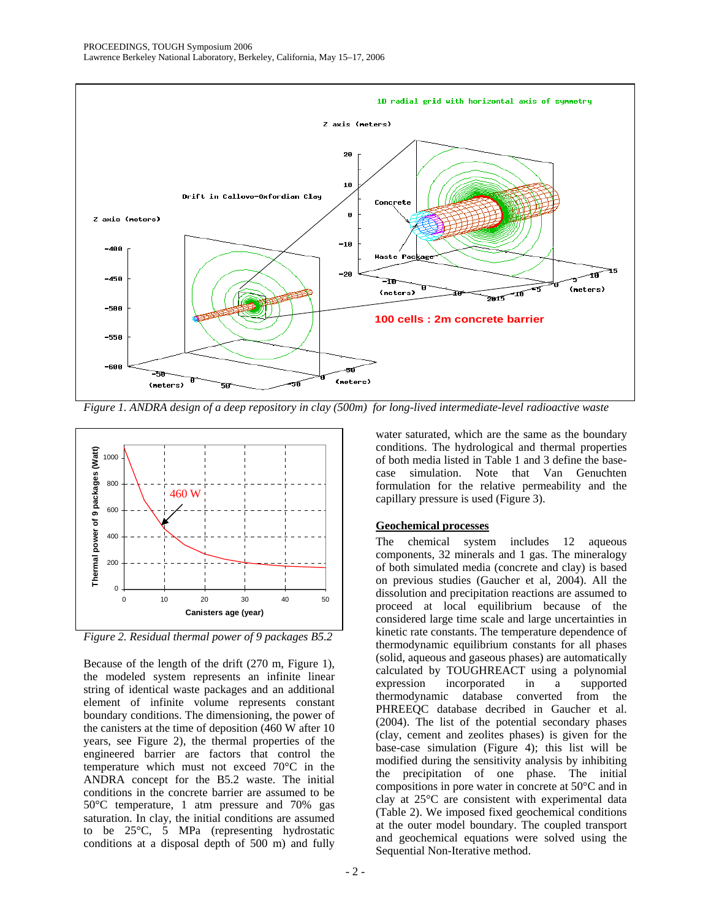1D radial grid with horizontal axis of symmetry

Z axis (meters)

Drift in Callovo-Oxfordian Clay

Concrete

Waste Package

100 cells : 2m concrete barrier

Figure 1. ANDRA design of a deep repository in clay (500m) for long-lived intermediate-level radioactive waste

Thermal power of 9 packages (Watt)

460 W

Canisters age (year)

Figure 2. Residual thermal power of 9 packages B5.2

Because of the length of the drift (270 m, Figure 1), the modeled system represents an infinite linear string of identical waste packages and an additional element of infinite volume represents constant boundary conditions. The dimensioning, the power of the canisters at the time of deposition (460 W after 10 years, see Figure 2), the thermal properties of the engineered barrier are factors that control the temperature which must not exceed 70°C in the ANDRA concept for the B5.2 waste. The initial conditions in the concrete barrier are assumed to be 50°C temperature, 1 atm pressure and 70% gas saturation. In clay, the initial conditions are assumed to be 25°C, 5 MPa (representing hydrostatic conditions at a disposal depth of 500 m) and fully water saturated, which are the same as the boundary conditions. The hydrological and thermal properties of both media listed in Table 1 and 3 define the base-case simulation. Note that Van Genuchten formulation for the relative permeability and the capillary pressure is used (Figure 3).

## Geochemical processes

The chemical system includes 12 aqueous components, 32 minerals and 1 gas. The mineralogy of both simulated media (concrete and clay) is based on previous studies (Gaucher et al, 2004). All the dissolution and precipitation reactions are assumed to proceed at local equilibrium because of the considered large time scale and large uncertainties in kinetic rate constants. The temperature dependence of thermodynamic equilibrium constants for all phases (solid, aqueous and gaseous phases) are automatically calculated by TOUGHREACT using a polynomial expression incorporated in a supported thermodynamic database converted from the PHREEQC database decribed in Gaucher et al. (2004). The list of the potential secondary phases (clay, cement and zeolites phases) is given for the base-case simulation (Figure 4); this list will be modified during the sensitivity analysis by inhibiting the precipitation of one phase. The initial compositions in pore water in concrete at 50°C and in clay at 25°C are consistent with experimental data (Table 2). We imposed fixed geochemical conditions at the outer model boundary. The coupled transport and geochemical equations were solved using the Sequential Non-Iterative method.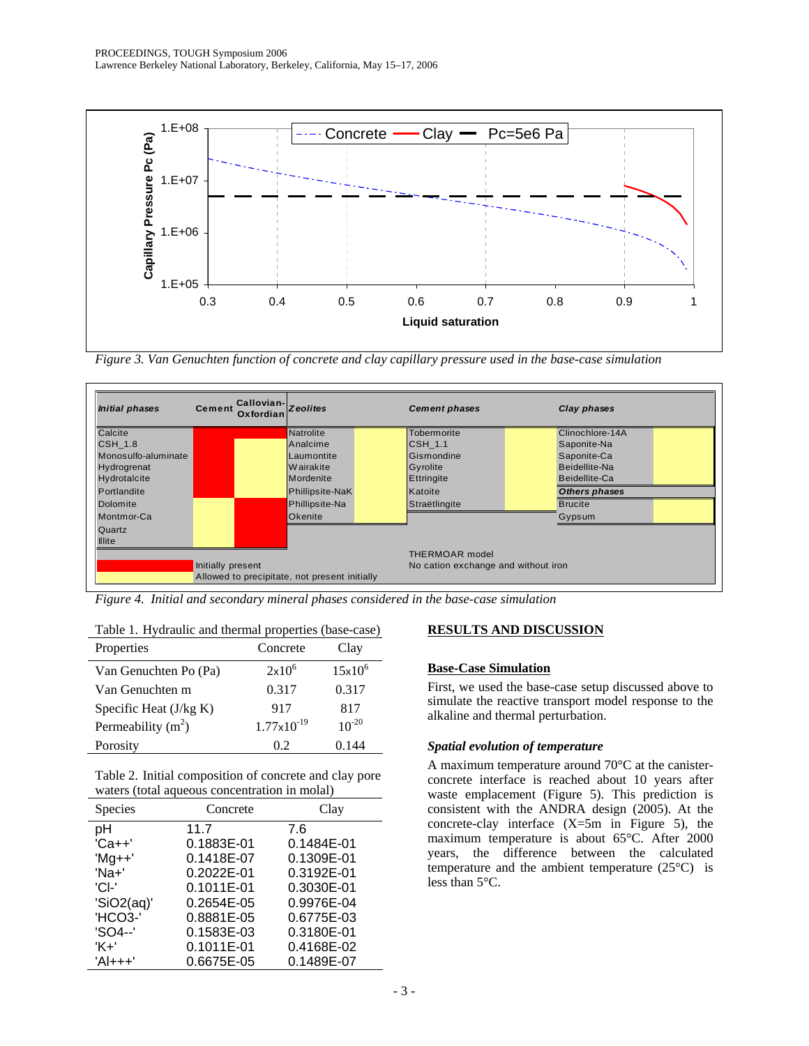Capillary Pressure Pc (Pa)

1.E+08

1.E+07

1.E+06

1.E+05

0.3 0.4 0.5 0.6 0.7 0.8 0.9 1

Liquid saturation

Concrete Clay Pc=5e6 Pa

*Figure 3. Van Genuchten function of concrete and clay capillary pressure used in the base-case simulation*

| Initial phases | Cement | Callovian-Oxfordian | Zeolites | | Cement phases | | Clay phases | |
|---|---|---|---|---|---|---|---|---|
| Calcite | Initially present | Initially present | Natrolite | Allowed to precipitate | Tobermorite | Allowed to precipitate | Clinochlore-14A | Allowed to precipitate |
| CSH_1.8 | Initially present | Allowed to precipitate | Analcime | Allowed to precipitate | CSH_1.1 | Allowed to precipitate | Saponite-Na | Allowed to precipitate |
| Monosulfo-aluminate | Initially present | Allowed to precipitate | Laumontite | Allowed to precipitate | Gismondine | Allowed to precipitate | Saponite-Ca | Allowed to precipitate |
| Hydrogrenat | Initially present | Allowed to precipitate | Wairakite | Allowed to precipitate | Gyrolite | Allowed to precipitate | Beidellite-Na | Allowed to precipitate |
| Hydrotalcite | Initially present | Allowed to precipitate | Mordenite | Allowed to precipitate | Ettringite | Allowed to precipitate | Beidellite-Ca | Allowed to precipitate |
| Portlandite | Initially present | Allowed to precipitate | Phillipsite-NaK | Allowed to precipitate | Katoite | Allowed to precipitate | ***Others phases*** | |
| Dolomite | Allowed to precipitate | Initially present | Phillipsite-Na | Allowed to precipitate | Straëtlingite | Allowed to precipitate | Brucite | Allowed to precipitate |
| Montmor-Ca | Allowed to precipitate | Initially present | Okenite | Allowed to precipitate | | | Gypsum | Allowed to precipitate |
| Quartz | Allowed to precipitate | Initially present | | | | | | |
| Illite | Allowed to precipitate | Initially present | | | | | | |

Legend: red – Initially present; yellow – Allowed to precipitate, not present initially

THERMOAR model
No cation exchange and without iron

*Figure 4. Initial and secondary mineral phases considered in the base-case simulation*

Table 1. Hydraulic and thermal properties (base-case)

| Properties | Concrete | Clay |
|---|---|---|
| Van Genuchten Po (Pa) | $2x10^6$ | $15x10^6$ |
| Van Genuchten m | 0.317 | 0.317 |
| Specific Heat (J/kg K) | 917 | 817 |
| Permeability ($m^2$) | $1.77x10^{-19}$ | $10^{-20}$ |
| Porosity | 0.2 | 0.144 |

Table 2. Initial composition of concrete and clay pore waters (total aqueous concentration in molal)

| Species | Concrete | Clay |
|---|---|---|
| pH | 11.7 | 7.6 |
| 'Ca++' | 0.1883E-01 | 0.1484E-01 |
| 'Mg++' | 0.1418E-07 | 0.1309E-01 |
| 'Na+' | 0.2022E-01 | 0.3192E-01 |
| 'Cl-' | 0.1011E-01 | 0.3030E-01 |
| 'SiO2(aq)' | 0.2654E-05 | 0.9976E-04 |
| 'HCO3-' | 0.8881E-05 | 0.6775E-03 |
| 'SO4--' | 0.1583E-03 | 0.3180E-01 |
| 'K+' | 0.1011E-01 | 0.4168E-02 |
| 'Al+++' | 0.6675E-05 | 0.1489E-07 |

## RESULTS AND DISCUSSION

### Base-Case Simulation

First, we used the base-case setup discussed above to simulate the reactive transport model response to the alkaline and thermal perturbation.

#### *Spatial evolution of temperature*

A maximum temperature around 70°C at the canister-concrete interface is reached about 10 years after waste emplacement (Figure 5). This prediction is consistent with the ANDRA design (2005). At the concrete-clay interface (X=5m in Figure 5), the maximum temperature is about 65°C. After 2000 years, the difference between the calculated temperature and the ambient temperature (25°C) is less than 5°C.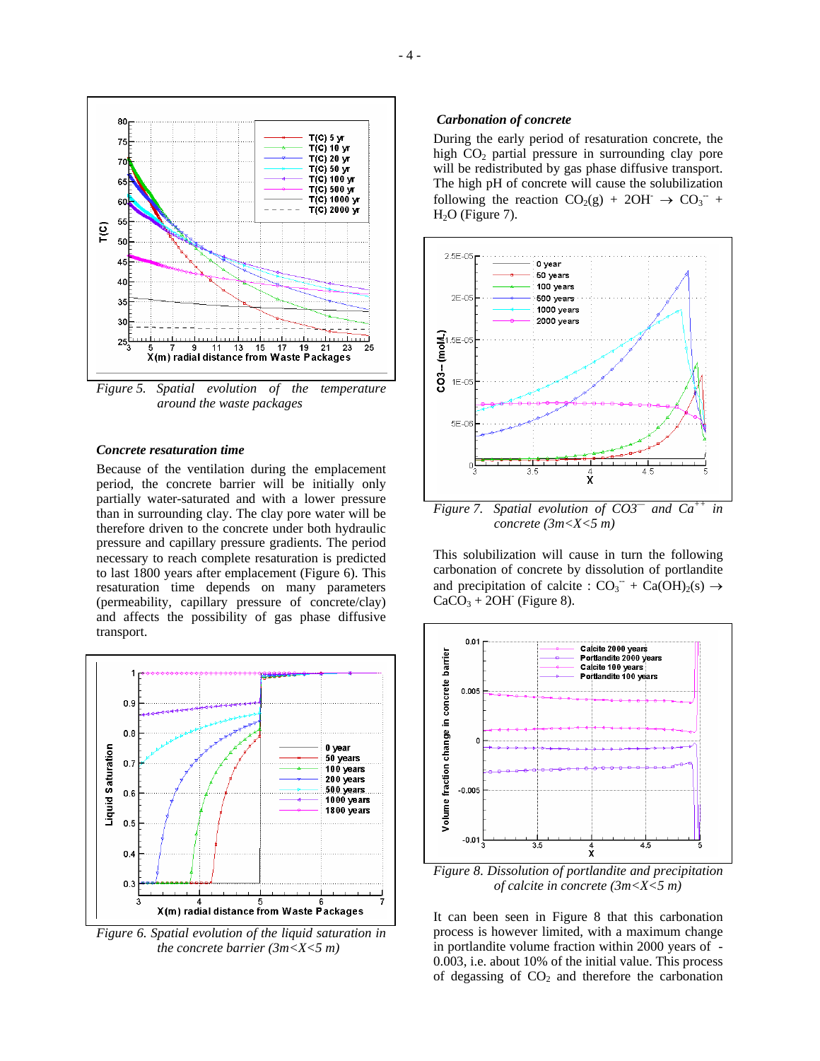80
75
70
65
60
55
50
45
40
35
30
25
T(C)
3 5 7 9 11 13 15 17 19 21 23 25
X(m) radial distance from Waste Packages
T(C) 5 yr
T(C) 10 yr
T(C) 20 yr
T(C) 50 yr
T(C) 100 yr
T(C) 500 yr
T(C) 1000 yr
T(C) 2000 yr

*Figure 5. Spatial evolution of the temperature around the waste packages*

### *Concrete resaturation time*

Because of the ventilation during the emplacement period, the concrete barrier will be initially only partially water-saturated and with a lower pressure than in surrounding clay. The clay pore water will be therefore driven to the concrete under both hydraulic pressure and capillary pressure gradients. The period necessary to reach complete resaturation is predicted to last 1800 years after emplacement (Figure 6). This resaturation time depends on many parameters (permeability, capillary pressure of concrete/clay) and affects the possibility of gas phase diffusive transport.

1
0.9
0.8
0.7
0.6
0.5
0.4
0.3
Liquid Saturation
3 4 5 6 7
X(m) radial distance from Waste Packages
0 year
50 years
100 years
200 years
500 years
1000 years
1800 years

*Figure 6. Spatial evolution of the liquid saturation in the concrete barrier (3m<X<5 m)*

### *Carbonation of concrete*

During the early period of resaturation concrete, the high $CO_2$ partial pressure in surrounding clay pore will be redistributed by gas phase diffusive transport. The high pH of concrete will cause the solubilization following the reaction $CO_2(g) + 2OH^- \rightarrow CO_3^{--} + H_2O$ (Figure 7).

2.5E-05
2E-05
1.5E-05
1E-05
5E-06
0
CO3-- (mol/L)
3 3.5 4 4.5 5
X
0 year
50 years
100 years
500 years
1000 years
2000 years

*Figure 7. Spatial evolution of CO3$^{--}$ and Ca$^{++}$ in concrete (3m<X<5 m)*

This solubilization will cause in turn the following carbonation of concrete by dissolution of portlandite and precipitation of calcite : $CO_3^{--} + Ca(OH)_2(s) \rightarrow CaCO_3 + 2OH^-$ (Figure 8).

0.01
0.005
0
-0.005
-0.01
Volume fraction change in concrete barrier
3 3.5 4 4.5 5
X
Calcite 2000 years
Portlandite 2000 years
Calcite 100 years
Portlandite 100 years

*Figure 8. Dissolution of portlandite and precipitation of calcite in concrete (3m<X<5 m)*

It can been seen in Figure 8 that this carbonation process is however limited, with a maximum change in portlandite volume fraction within 2000 years of -0.003, i.e. about 10% of the initial value. This process of degassing of $CO_2$ and therefore the carbonation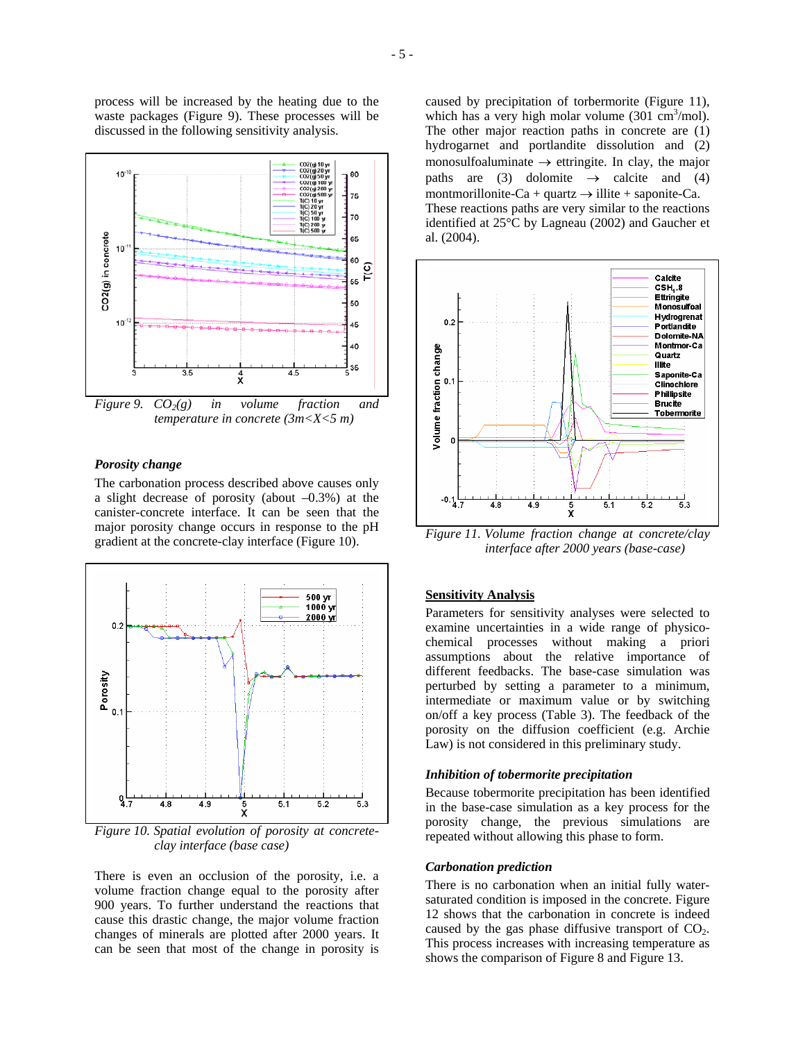process will be increased by the heating due to the waste packages (Figure 9). These processes will be discussed in the following sensitivity analysis.

CO2(g) 10 yr
CO2(g) 20 yr
CO2(g) 50 yr
CO2(g) 100 yr
CO2(g) 200 yr
CO2(g) 500 yr
T(C) 10 yr
T(C) 20 yr
T(C) 50 yr
T(C) 100 yr
T(C) 200 yr
T(C) 500 yr

CO2(g) in concrete

T(C)

X

$10^{-10}$
$10^{-11}$
$10^{-12}$

80
75
70
65
60
55
50
45
40
35

3
3.5
4
4.5
5

*Figure 9. $CO_2(g)$ in volume fraction and temperature in concrete (3m<X<5 m)*

### *Porosity change*

The carbonation process described above causes only a slight decrease of porosity (about –0.3%) at the canister-concrete interface. It can be seen that the major porosity change occurs in response to the pH gradient at the concrete-clay interface (Figure 10).

500 yr
1000 yr
2000 yr

Porosity

X

0
0.1
0.2

4.7
4.8
4.9
5
5.1
5.2
5.3

*Figure 10. Spatial evolution of porosity at concrete-clay interface (base case)*

There is even an occlusion of the porosity, i.e. a volume fraction change equal to the porosity after 900 years. To further understand the reactions that cause this drastic change, the major volume fraction changes of minerals are plotted after 2000 years. It can be seen that most of the change in porosity is caused by precipitation of torbermorite (Figure 11), which has a very high molar volume (301 $cm^3$/mol). The other major reaction paths in concrete are (1) hydrogarnet and portlandite dissolution and (2) monosulfoaluminate $\rightarrow$ ettringite. In clay, the major paths are (3) dolomite $\rightarrow$ calcite and (4) montmorillonite-Ca + quartz $\rightarrow$ illite + saponite-Ca. These reactions paths are very similar to the reactions identified at 25°C by Lagneau (2002) and Gaucher et al. (2004).

Calcite
$CSH_1.8$
Ettringite
Monosulfoal
Hydrogrenat
Portlandite
Dolomite-NA
Montmor-Ca
Quartz
Illite
Saponite-Ca
Clinochlore
Phillipsite
Brucite
Tobermorite

Volume fraction change

X

-0.1
0
0.1
0.2

4.7
4.8
4.9
5
5.1
5.2
5.3

*Figure 11. Volume fraction change at concrete/clay interface after 2000 years (base-case)*

## Sensitivity Analysis

Parameters for sensitivity analyses were selected to examine uncertainties in a wide range of physico-chemical processes without making a priori assumptions about the relative importance of different feedbacks. The base-case simulation was perturbed by setting a parameter to a minimum, intermediate or maximum value or by switching on/off a key process (Table 3). The feedback of the porosity on the diffusion coefficient (e.g. Archie Law) is not considered in this preliminary study.

### *Inhibition of tobermorite precipitation*

Because tobermorite precipitation has been identified in the base-case simulation as a key process for the porosity change, the previous simulations are repeated without allowing this phase to form.

### *Carbonation prediction*

There is no carbonation when an initial fully water-saturated condition is imposed in the concrete. Figure 12 shows that the carbonation in concrete is indeed caused by the gas phase diffusive transport of $CO_2$. This process increases with increasing temperature as shows the comparison of Figure 8 and Figure 13.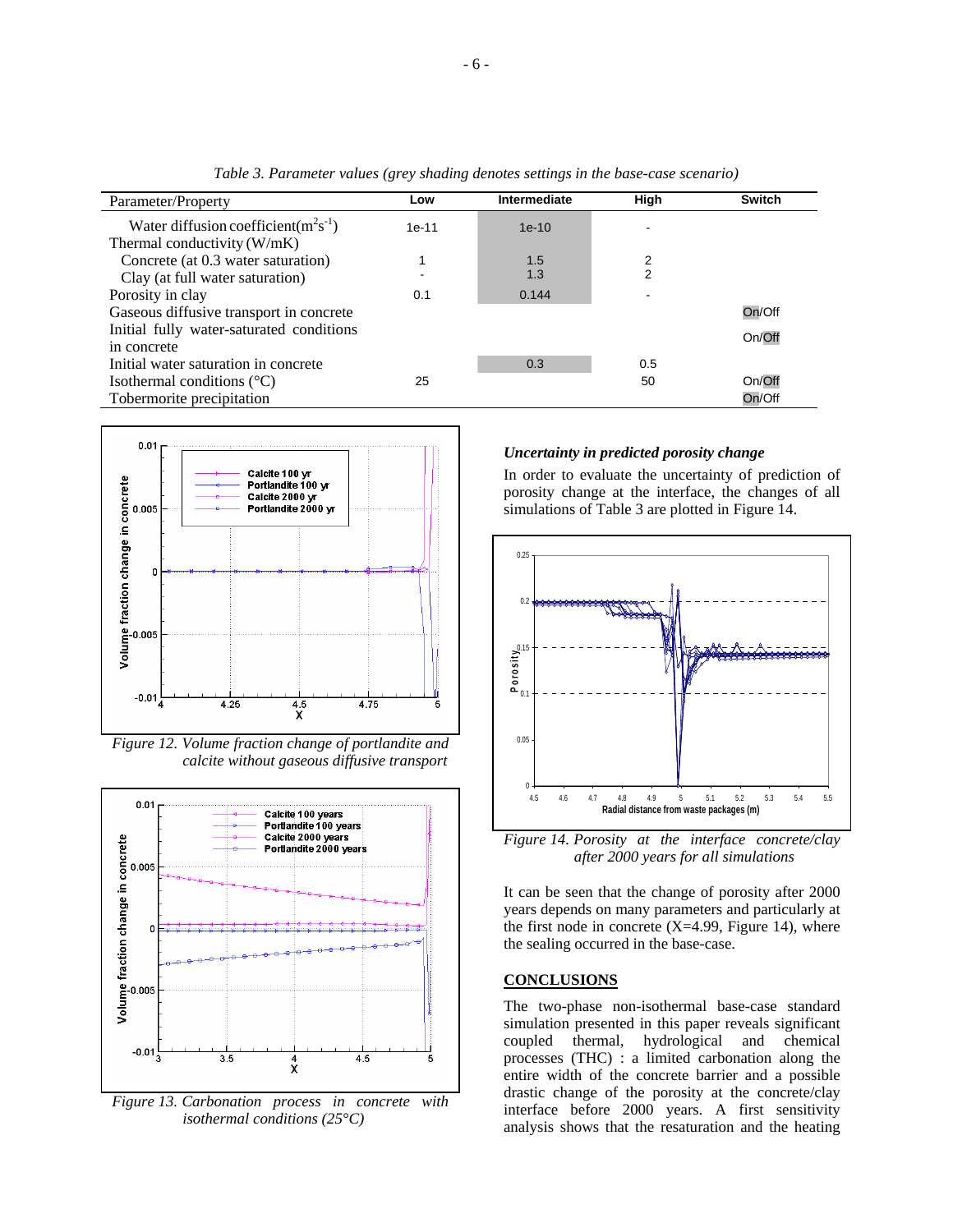*Table 3. Parameter values (grey shading denotes settings in the base-case scenario)*

| Parameter/Property | Low | Intermediate | High | Switch |
|---|---|---|---|---|
| Water diffusion coefficient($m^2s^{-1}$) | 1e-11 | 1e-10 | - | |
| Thermal conductivity (W/mK) | | | | |
| Concrete (at 0.3 water saturation) | 1 | 1.5 | 2 | |
| Clay (at full water saturation) | - | 1.3 | 2 | |
| Porosity in clay | 0.1 | 0.144 | - | |
| Gaseous diffusive transport in concrete | | | | On/Off |
| Initial fully water-saturated conditions in concrete | | | | On/Off |
| Initial water saturation in concrete | | 0.3 | 0.5 | |
| Isothermal conditions (°C) | 25 | | 50 | On/Off |
| Tobermorite precipitation | | | | On/Off |

0.01
0.005
0
-0.005
-0.01
Volume fraction change in concrete
4
4.25
4.5
4.75
5
X
Calcite 100 yr
Portlandite 100 yr
Calcite 2000 yr
Portlandite 2000 yr

*Figure 12. Volume fraction change of portlandite and calcite without gaseous diffusive transport*

0.01
0.005
0
-0.005
-0.01
Volume fraction change in concrete
3
3.5
4
4.5
5
X
Calcite 100 years
Portlandite 100 years
Calcite 2000 years
Portlandite 2000 years

*Figure 13. Carbonation process in concrete with isothermal conditions (25°C)*

***Uncertainty in predicted porosity change***

In order to evaluate the uncertainty of prediction of porosity change at the interface, the changes of all simulations of Table 3 are plotted in Figure 14.

0.25
0.2
0.15
0.1
0.05
0
Porosity
4.5
4.6
4.7
4.8
4.9
5
5.1
5.2
5.3
5.4
5.5
Radial distance from waste packages (m)

*Figure 14. Porosity at the interface concrete/clay after 2000 years for all simulations*

It can be seen that the change of porosity after 2000 years depends on many parameters and particularly at the first node in concrete (X=4.99, Figure 14), where the sealing occurred in the base-case.

## CONCLUSIONS

The two-phase non-isothermal base-case standard simulation presented in this paper reveals significant coupled thermal, hydrological and chemical processes (THC) : a limited carbonation along the entire width of the concrete barrier and a possible drastic change of the porosity at the concrete/clay interface before 2000 years. A first sensitivity analysis shows that the resaturation and the heating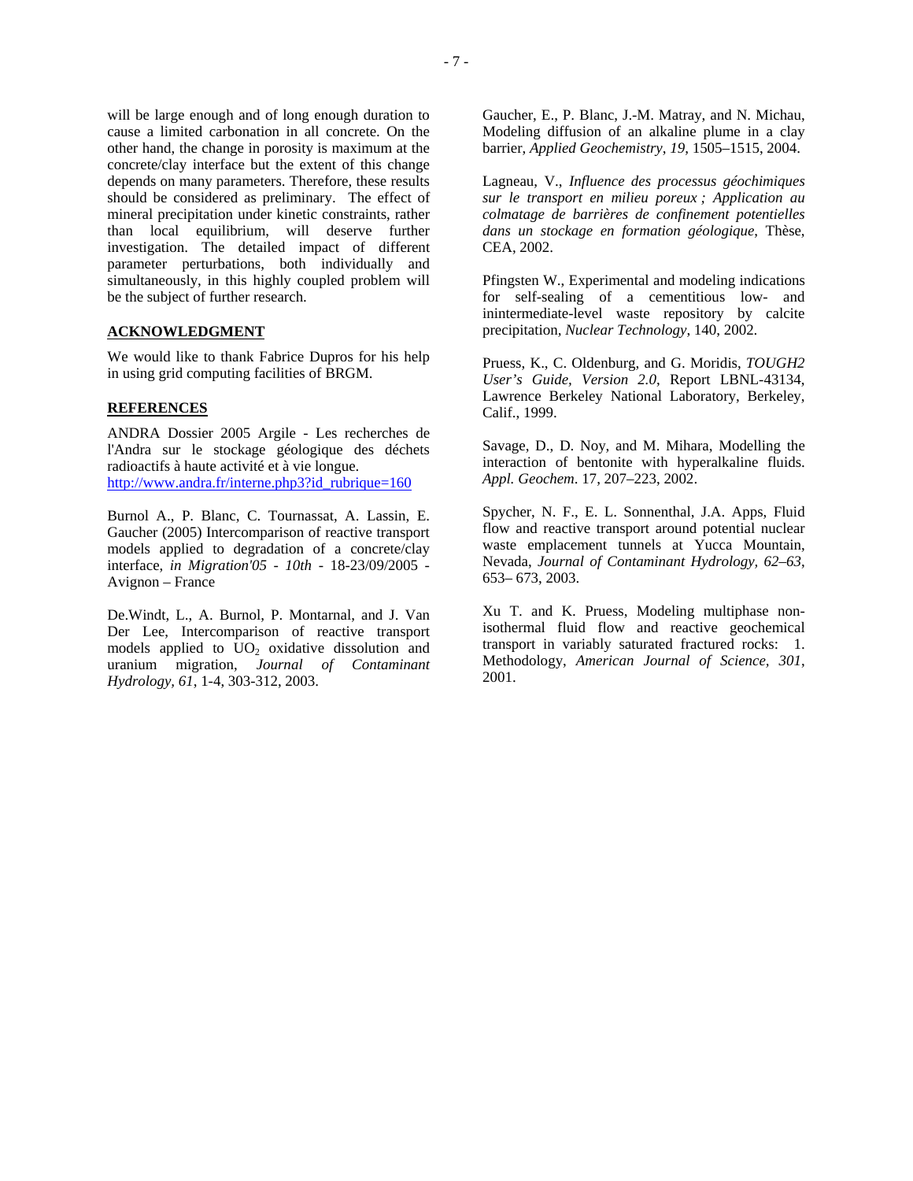will be large enough and of long enough duration to cause a limited carbonation in all concrete. On the other hand, the change in porosity is maximum at the concrete/clay interface but the extent of this change depends on many parameters. Therefore, these results should be considered as preliminary. The effect of mineral precipitation under kinetic constraints, rather than local equilibrium, will deserve further investigation. The detailed impact of different parameter perturbations, both individually and simultaneously, in this highly coupled problem will be the subject of further research.

## ACKNOWLEDGMENT

We would like to thank Fabrice Dupros for his help in using grid computing facilities of BRGM.

## REFERENCES

ANDRA Dossier 2005 Argile - Les recherches de l'Andra sur le stockage géologique des déchets radioactifs à haute activité et à vie longue. http://www.andra.fr/interne.php3?id_rubrique=160

Burnol A., P. Blanc, C. Tournassat, A. Lassin, E. Gaucher (2005) Intercomparison of reactive transport models applied to degradation of a concrete/clay interface, *in Migration'05 - 10th* - 18-23/09/2005 - Avignon – France

De.Windt, L., A. Burnol, P. Montarnal, and J. Van Der Lee, Intercomparison of reactive transport models applied to $UO_2$ oxidative dissolution and uranium migration, *Journal of Contaminant Hydrology, 61*, 1-4, 303-312, 2003.

Gaucher, E., P. Blanc, J.-M. Matray, and N. Michau, Modeling diffusion of an alkaline plume in a clay barrier, *Applied Geochemistry*, *19*, 1505–1515, 2004.

Lagneau, V., *Influence des processus géochimiques sur le transport en milieu poreux ; Application au colmatage de barrières de confinement potentielles dans un stockage en formation géologique*, Thèse, CEA, 2002.

Pfingsten W., Experimental and modeling indications for self-sealing of a cementitious low- and inintermediate-level waste repository by calcite precipitation, *Nuclear Technology*, 140, 2002.

Pruess, K., C. Oldenburg, and G. Moridis, *TOUGH2 User's Guide, Version 2.0*, Report LBNL-43134, Lawrence Berkeley National Laboratory, Berkeley, Calif., 1999.

Savage, D., D. Noy, and M. Mihara, Modelling the interaction of bentonite with hyperalkaline fluids. *Appl. Geochem*. 17, 207–223, 2002.

Spycher, N. F., E. L. Sonnenthal, J.A. Apps, Fluid flow and reactive transport around potential nuclear waste emplacement tunnels at Yucca Mountain, Nevada, *Journal of Contaminant Hydrology, 62–63*, 653– 673, 2003.

Xu T. and K. Pruess, Modeling multiphase non-isothermal fluid flow and reactive geochemical transport in variably saturated fractured rocks: 1. Methodology, *American Journal of Science, 301*, 2001.